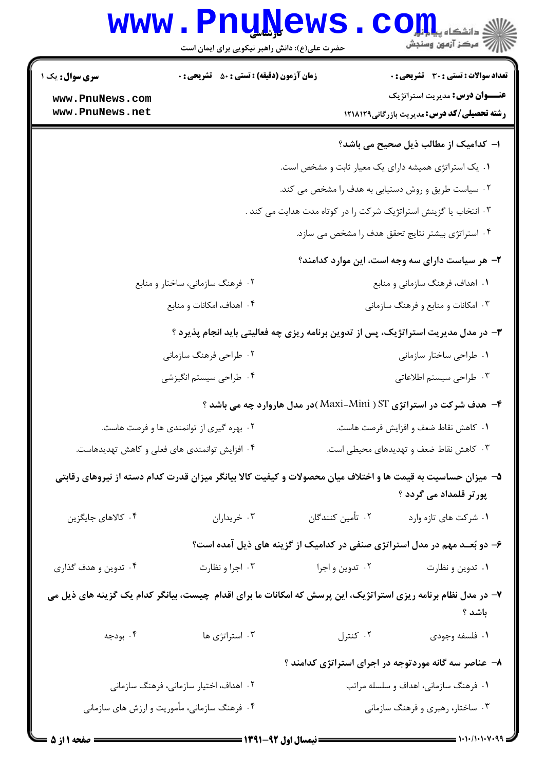**سری سوال:** یک ۱

**زمان آزمون (دقیقه) : تستی : ۵۰ تشریحی : ۰**

**تعداد سوالات : تستی : ۳۰ تشریحی : ۰**

**عنـــوان درس:** مدیریت استراتژیک

**رشته تحصیلی/کد درس:** مدیریت بازرگانی۱۲۱۸۱۲۹

**۱- کدامیک از مطالب ذیل صحیح می باشد؟**

۱. یک استراتژی همیشه دارای یک معیار ثابت و مشخص است.

۲. سیاست طریق و روش دستیابی به هدف را مشخص می کند.

۳. انتخاب یا گزینش استراتژیک شرکت را در کوتاه مدت هدایت می کند .

۴. استراتژی بیشتر نتایج تحقق هدف را مشخص می سازد.

**۲- هر سیاست دارای سه وجه است، این موارد کدامند؟**

۱. اهداف، فرهنگ سازمانی و منابع

۲. فرهنگ سازمانی، ساختار و منابع

۳. امکانات و منابع و فرهنگ سازمانی

۴. اهداف، امکانات و منابع

**۳- در مدل مدیریت استراتژیک، پس از تدوین برنامه ریزی چه فعالیتی باید انجام پذیرد ؟**

۱. طراحی ساختار سازمانی

۲. طراحی فرهنگ سازمانی

۳. طراحی سیستم اطلاعاتی

۴. طراحی سیستم انگیزشی

**۴- هدف شرکت در استراتژی ST ( Maxi-Mini )در مدل هاروارد چه می باشد ؟**

۱. کاهش نقاط ضعف و افزایش فرصت هاست.

۲. بهره گیری از توانمندی ها و فرصت هاست.

۳. کاهش نقاط ضعف و تهدیدهای محیطی است.

۴. افزایش توانمندی های فعلی و کاهش تهدیدهاست.

**۵- میزان حساسیت به قیمت ها و اختلاف میان محصولات و کیفیت کالا بیانگر میزان قدرت کدام دسته از نیروهای رقابتی پورتر قلمداد می گردد ؟**

۱. شرکت های تازه وارد

۲. تأمین کنندگان

۳. خریداران

۴. کالاهای جایگزین

**۶- دو بُعــد مهم در مدل استراتژی صنفی در کدامیک از گزینه های ذیل آمده است؟**

۱. تدوین و نظارت

۲. تدوین و اجرا

۳. اجرا و نظارت

۴. تدوین و هدف گذاری

**۷- در مدل نظام برنامه ریزی استراتژیک، این پرسش که امکانات ما برای اقدام چیست، بیانگر کدام یک گزینه های ذیل می باشد ؟**

۱. فلسفه وجودی

۲. کنترل

۳. استراتژی ها

۴. بودجه

**۸- عناصر سه گانه موردتوجه در اجرای استراتژی کدامند ؟**

۱. فرهنگ سازمانی، اهداف و سلسله مراتب

۲. اهداف، اختیار سازمانی، فرهنگ سازمانی

۳. ساختار، رهبری و فرهنگ سازمانی

۴. فرهنگ سازمانی، مأموریت و ارزش های سازمانی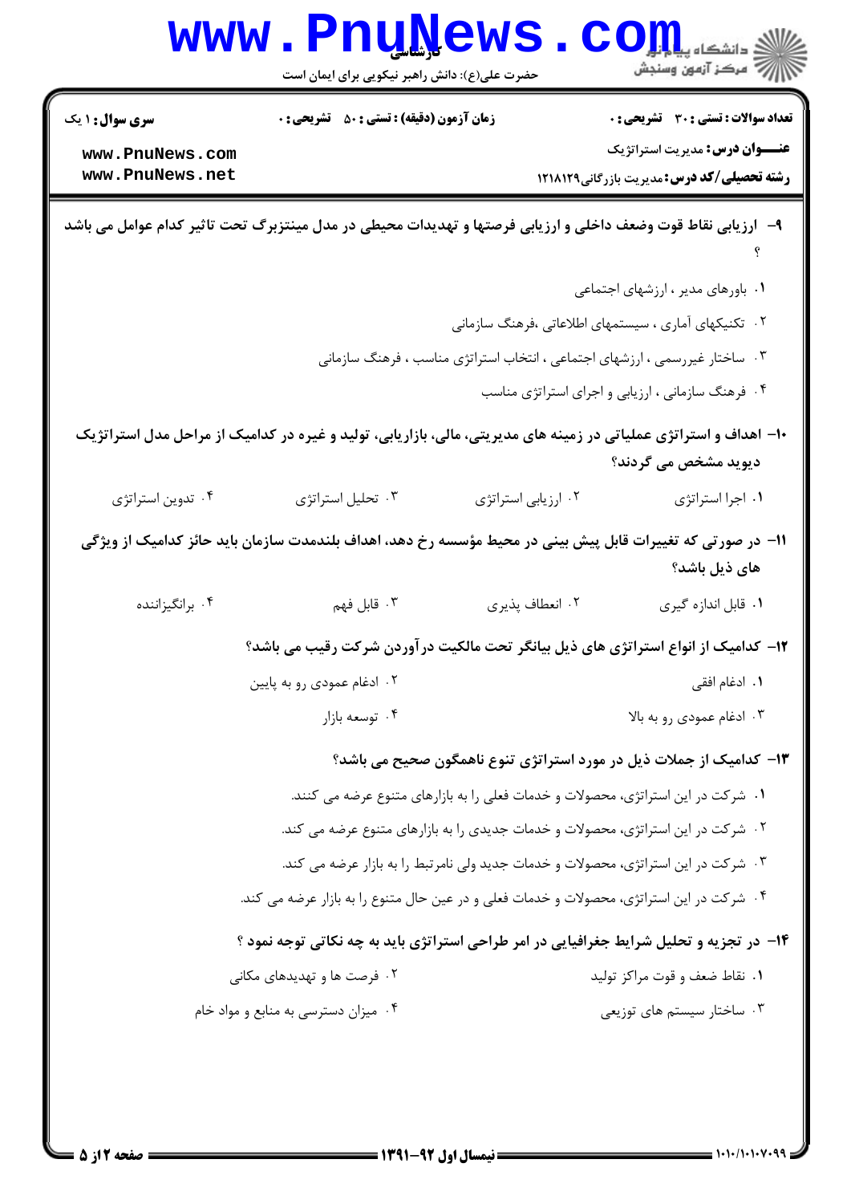۹- ارزیابی نقاط قوت وضعف داخلی و ارزیابی فرصتها و تهدیدات محیطی در مدل مینتزبرگ تحت تاثیر کدام عوامل می باشد ؟

۱. باورهای مدیر ، ارزشهای اجتماعی

۲. تکنیکهای آماری ، سیستمهای اطلاعاتی ،فرهنگ سازمانی

۳. ساختار غیررسمی ، ارزشهای اجتماعی ، انتخاب استراتژی مناسب ، فرهنگ سازمانی

۴. فرهنگ سازمانی ، ارزیابی و اجرای استراتژی مناسب

۱۰- اهداف و استراتژی عملیاتی در زمینه های مدیریتی، مالی، بازاریابی، تولید و غیره در کدامیک از مراحل مدل استراتژیک دیوید مشخص می گردند؟

۱. اجرا استراتژی

۲. ارزیابی استراتژی

۳. تحلیل استراتژی

۴. تدوین استراتژی

۱۱- در صورتی که تغییرات قابل پیش بینی در محیط مؤسسه رخ دهد، اهداف بلندمدت سازمان باید حائز کدامیک از ویژگی های ذیل باشد؟

۱. قابل اندازه گیری

۲. انعطاف پذیری

۳. قابل فهم

۴. برانگیزاننده

۱۲- کدامیک از انواع استراتژی های ذیل بیانگر تحت مالکیت درآوردن شرکت رقیب می باشد؟

۱. ادغام افقی

۲. ادغام عمودی رو به پایین

۳. ادغام عمودی رو به بالا

۴. توسعه بازار

۱۳- کدامیک از جملات ذیل در مورد استراتژی تنوع ناهمگون صحیح می باشد؟

۱. شرکت در این استراتژی، محصولات و خدمات فعلی را به بازارهای متنوع عرضه می کنند.

۲. شرکت در این استراتژی، محصولات و خدمات جدیدی را به بازارهای متنوع عرضه می کند.

۳. شرکت در این استراتژی، محصولات و خدمات جدید ولی نامرتبط را به بازار عرضه می کند.

۴. شرکت در این استراتژی، محصولات و خدمات فعلی و در عین حال متنوع را به بازار عرضه می کند.

۱۴- در تجزیه و تحلیل شرایط جغرافیایی در امر طراحی استراتژی باید به چه نکاتی توجه نمود ؟

۱. نقاط ضعف و قوت مراکز تولید

۲. فرصت ها و تهدیدهای مکانی

۳. ساختار سیستم های توزیعی

۴. میزان دسترسی به منابع و مواد خام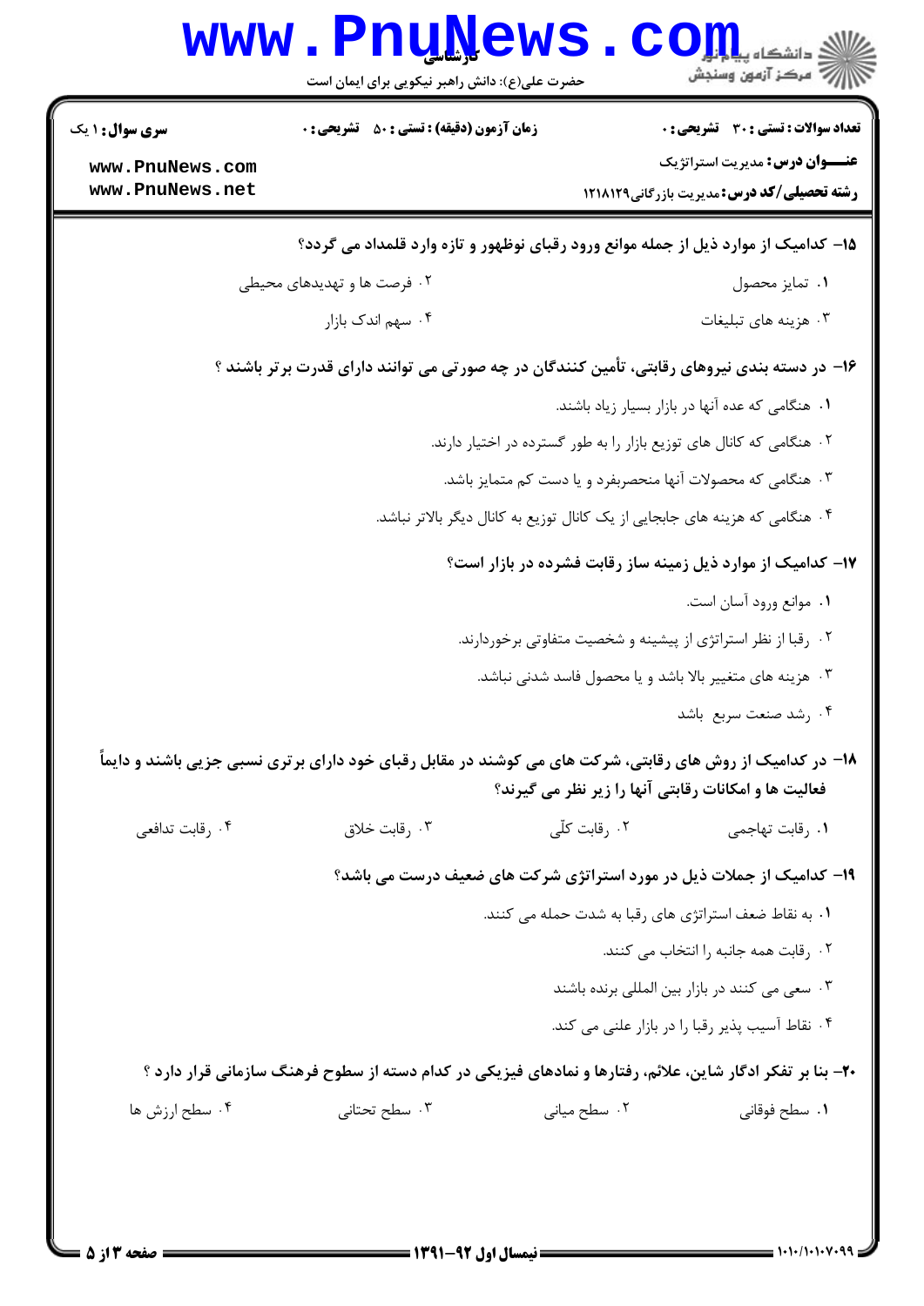**۱۵- کدامیک از موارد ذیل از جمله موانع ورود رقبای نوظهور و تازه وارد قلمداد می گردد؟**

۱. تمایز محصول

۲. فرصت ها و تهدیدهای محیطی

۳. هزینه های تبلیغات

۴. سهم اندک بازار

**۱۶- در دسته بندی نیروهای رقابتی، تأمین کنندگان در چه صورتی می توانند دارای قدرت برتر باشند ؟**

۱. هنگامی که عده آنها در بازار بسیار زیاد باشند.

۲. هنگامی که کانال های توزیع بازار را به طور گسترده در اختیار دارند.

۳. هنگامی که محصولات آنها منحصربفرد و یا دست کم متمایز باشد.

۴. هنگامی که هزینه های جابجایی از یک کانال توزیع به کانال دیگر بالاتر نباشد.

**۱۷- کدامیک از موارد ذیل زمینه ساز رقابت فشرده در بازار است؟**

۱. موانع ورود آسان است.

۲. رقبا از نظر استراتژی از پیشینه و شخصیت متفاوتی برخوردارند.

۳. هزینه های متغییر بالا باشد و یا محصول فاسد شدنی نباشد.

۴. رشد صنعت سریع باشد

**۱۸- در کدامیک از روش های رقابتی، شرکت های می کوشند در مقابل رقبای خود دارای برتری نسبی جزیی باشند و دایماً فعالیت ها و امکانات رقابتی آنها را زیر نظر می گیرند؟**

۱. رقابت تهاجمی

۲. رقابت کلّی

۳. رقابت خلاق

۴. رقابت تدافعی

**۱۹- کدامیک از جملات ذیل در مورد استراتژی شرکت های ضعیف درست می باشد؟**

۱. به نقاط ضعف استراتژی های رقبا به شدت حمله می کنند.

۲. رقابت همه جانبه را انتخاب می کنند.

۳. سعی می کنند در بازار بین المللی برنده باشند

۴. نقاط آسیب پذیر رقبا را در بازار علنی می کند.

**۲۰- بنا بر تفکر ادگار شاین، علائم، رفتارها و نمادهای فیزیکی در کدام دسته از سطوح فرهنگ سازمانی قرار دارد ؟**

۱. سطح فوقانی

۲. سطح میانی

۳. سطح تحتانی

۴. سطح ارزش ها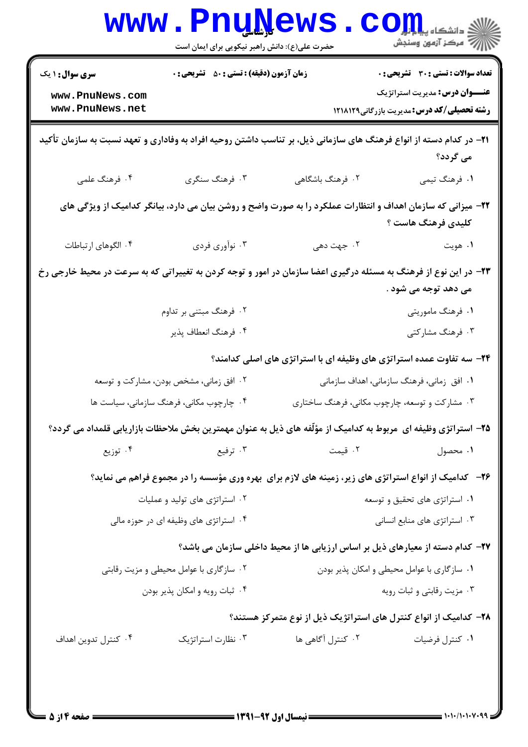**سری سوال:** ۱ یک | **زمان آزمون (دقیقه) : تستی :** ۵۰ **تشریحی :** ۰ | **تعداد سوالات : تستی :** ۳۰ **تشریحی :** ۰

**عنـــوان درس:** مدیریت استراتژیک

**رشته تحصیلی/کد درس:** مدیریت بازرگانی۱۲۱۸۱۲۹

---

**۲۱- در کدام دسته از انواع فرهنگ های سازمانی ذیل، بر تناسب داشتن روحیه افراد به وفاداری و تعهد نسبت به سازمان تأکید می گردد؟**

۱. فرهنگ تیمی
۲. فرهنگ باشگاهی
۳. فرهنگ سنگری
۴. فرهنگ علمی

**۲۲- میزانی که سازمان اهداف و انتظارات عملکرد را به صورت واضح و روشن بیان می دارد، بیانگر کدامیک از ویژگی های کلیدی فرهنگ هاست ؟**

۱. هویت
۲. جهت دهی
۳. نوآوری فردی
۴. الگوهای ارتباطات

**۲۳- در این نوع از فرهنگ به مسئله درگیری اعضا سازمان در امور و توجه کردن به تغییراتی که به سرعت در محیط خارجی رخ می دهد توجه می شود .**

۱. فرهنگ ماموریتی
۲. فرهنگ مبتنی بر تداوم
۳. فرهنگ مشارکتی
۴. فرهنگ انعطاف پذیر

**۲۴- سه تفاوت عمده استراتژی های وظیفه ای با استراتژی های اصلی کدامند؟**

۱. افق زمانی، فرهنگ سازمانی، اهداف سازمانی
۲. افق زمانی، مشخص بودن، مشارکت و توسعه
۳. مشارکت و توسعه، چارچوب مکانی، فرهنگ ساختاری
۴. چارچوب مکانی، فرهنگ سازمانی، سیاست ها

**۲۵- استراتژی وظیفه ای مربوط به کدامیک از مؤلفه های ذیل به عنوان مهمترین بخش ملاحظات بازاریابی قلمداد می گردد؟**

۱. محصول
۲. قیمت
۳. ترفیع
۴. توزیع

**۲۶- کدامیک از انواع استراتژی های زیر، زمینه های لازم برای بهره وری مؤسسه را در مجموع فراهم می نماید؟**

۱. استراتژی های تحقیق و توسعه
۲. استراتژی های تولید و عملیات
۳. استراتژی های منابع انسانی
۴. استراتژی های وظیفه ای در حوزه مالی

**۲۷- کدام دسته از معیارهای ذیل بر اساس ارزیابی ها از محیط داخلی سازمان می باشد؟**

۱. سازگاری با عوامل محیطی و امکان پذیر بودن
۲. سازگاری با عوامل محیطی و مزیت رقابتی
۳. مزیت رقابتی و ثبات رویه
۴. ثبات رویه و امکان پذیر بودن

**۲۸- کدامیک از انواع کنترل های استراتژیک ذیل از نوع متمرکز هستند؟**

۱. کنترل فرضیات
۲. کنترل آگاهی ها
۳. نظارت استراتژیک
۴. کنترل تدوین اهداف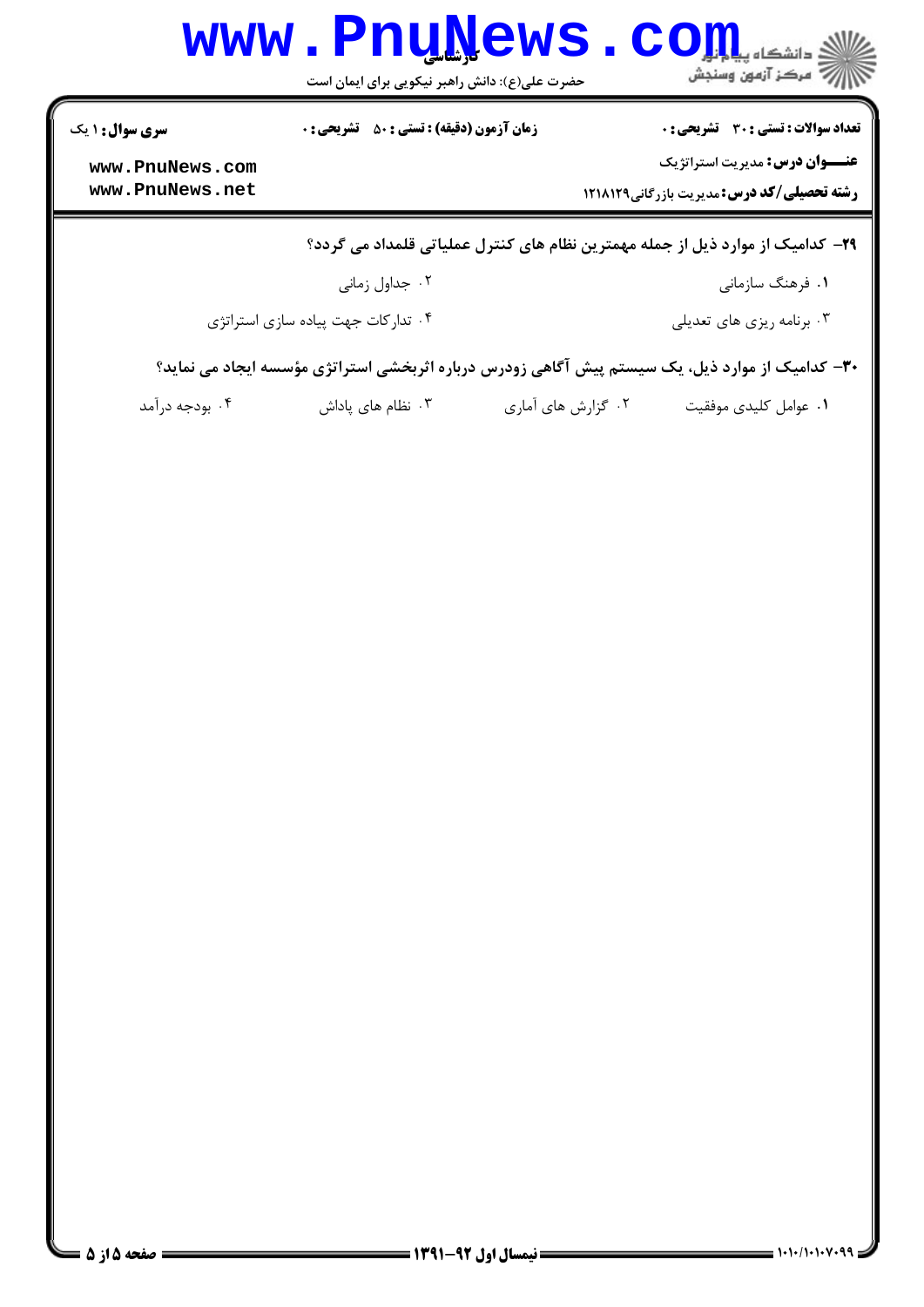**۲۹- کدامیک از موارد ذیل از جمله مهمترین نظام های کنترل عملیاتی قلمداد می گردد؟**

۱. فرهنگ سازمانی

۲. جداول زمانی

۳. برنامه ریزی های تعدیلی

۴. تدارکات جهت پیاده سازی استراتژی

**۳۰- کدامیک از موارد ذیل، یک سیستم پیش آگاهی زودرس درباره اثربخشی استراتژی مؤسسه ایجاد می نماید؟**

۱. عوامل کلیدی موفقیت

۲. گزارش های آماری

۳. نظام های پاداش

۴. بودجه درآمد